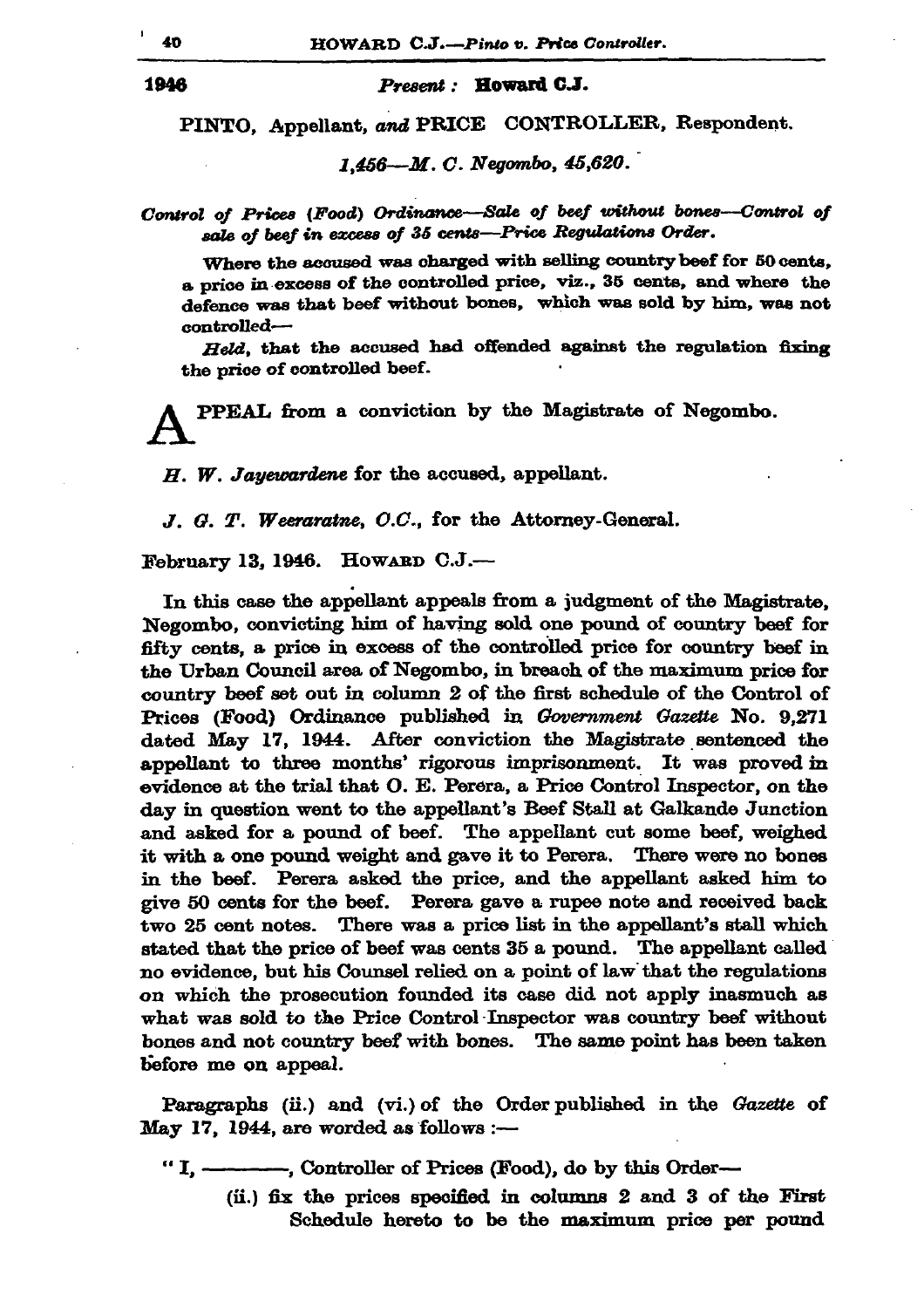**1946**

*Present :* **Howard C.J.**

PINTO, Appellant, *and* PRICE CONTROLLER, Respondent.

*1,456—M. C. Negombo, 45,620.*

*Control of Prices (Food) Ordinance—Sale of beef without bones—Control of sale of beef in excess of 35 cents—Price Regulations Order.*

Where the accused was charged with selling country beef for 50 cents, a price in excess of the controlled price, viz., 35 cents, and where the defence was that beef without bones, which was sold by him, was not controlled—

*Held*, that the accused had offended against the regulation fixing the price of controlled beef.

APPEAL from a conviction by the Magistrate of Negombo.

*H. W. Jayewardene* for the accused, appellant.

*J. G. T. Weeraratne, O.C.*, for the Attorney-General.

February 13, 1946. HOWARD C.J.—

In this case the appellant appeals from a judgment of the Magistrate, Negombo, convicting him of having sold one pound of country beef for fifty cents, a price in excess of the controlled price for country beef in the Urban Council area of Negombo, in breach of the maximum price for country beef set out in column 2 of the first schedule of the Control of Prices (Food) Ordinance published in *Government Gazette* No. 9,271 dated May 17, 1944. After conviction the Magistrate sentenced the appellant to three months' rigorous imprisonment. It was proved in evidence at the trial that O. E. Perera, a Price Control Inspector, on the day in question went to the appellant's Beef Stall at Galkande Junction and asked for a pound of beef. The appellant cut some beef, weighed it with a one pound weight and gave it to Perera. There were no bones in the beef. Perera asked the price, and the appellant asked him to give 50 cents for the beef. Perera gave a rupee note and received back two 25 cent notes. There was a price list in the appellant's stall which stated that the price of beef was cents 35 a pound. The appellant called no evidence, but his Counsel relied on a point of law that the regulations on which the prosecution founded its case did not apply inasmuch as what was sold to the Price Control Inspector was country beef without bones and not country beef with bones. The same point has been taken before me on appeal.

Paragraphs (ii.) and (vi.) of the Order published in the *Gazette* of May 17, 1944, are worded as follows :—

" I, ————, Controller of Prices (Food), do by this Order—

(ii.) fix the prices specified in columns 2 and 3 of the First Schedule hereto to be the maximum price per pound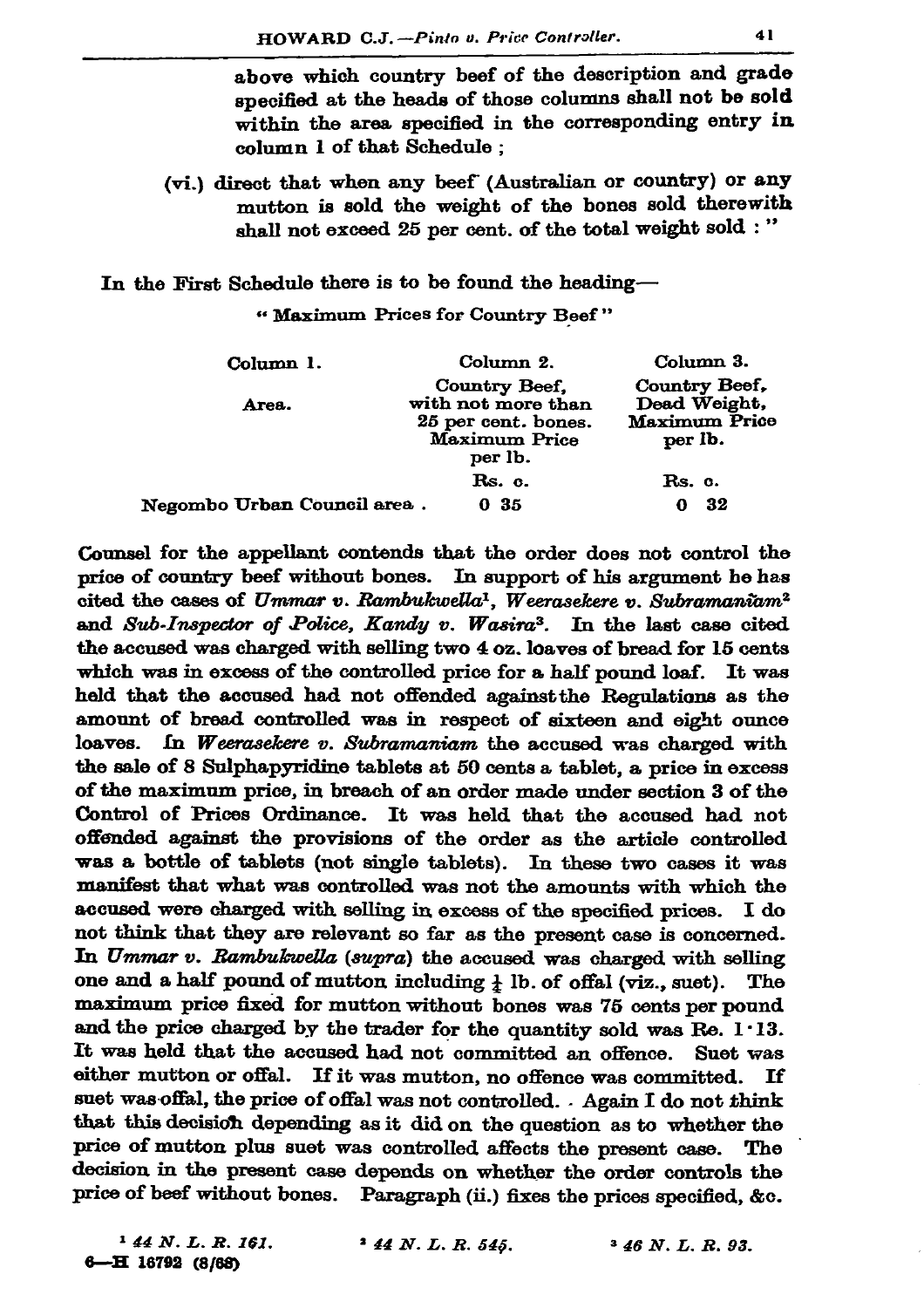above which country beef of the description and grade specified at the heads of those columns shall not be sold within the area specified in the corresponding entry in column 1 of that Schedule ;

(vi.) direct that when any beef (Australian or country) or any mutton is sold the weight of the bones sold therewith shall not exceed 25 per cent. of the total weight sold : "

In the First Schedule there is to be found the heading—

"Maximum Prices for Country Beef"

| Column 1. | Column 2. | Column 3. |
|---|---|---|
| Area. | Country Beef, with not more than 25 per cent. bones. Maximum Price per lb. | Country Beef, Dead Weight, Maximum Price per lb. |
| | Rs. c. | Rs. c. |
| Negombo Urban Council area . | 0 35 | 0 32 |

Counsel for the appellant contends that the order does not control the price of country beef without bones. In support of his argument he has cited the cases of *Ummar v. Rambukwella*[1], *Weerasekere v. Subramaniam*[2] and *Sub-Inspector of Police, Kandy v. Wasira*[3]. In the last case cited the accused was charged with selling two 4 oz. loaves of bread for 15 cents which was in excess of the controlled price for a half pound loaf. It was held that the accused had not offended against the Regulations as the amount of bread controlled was in respect of sixteen and eight ounce loaves. In *Weerasekere v. Subramaniam* the accused was charged with the sale of 8 Sulphapyridine tablets at 50 cents a tablet, a price in excess of the maximum price, in breach of an order made under section 3 of the Control of Prices Ordinance. It was held that the accused had not offended against the provisions of the order as the article controlled was a bottle of tablets (not single tablets). In these two cases it was manifest that what was controlled was not the amounts with which the accused were charged with selling in excess of the specified prices. I do not think that they are relevant so far as the present case is concerned. In *Ummar v. Rambukwella (supra)* the accused was charged with selling one and a half pound of mutton including ¼ lb. of offal (viz., suet). The maximum price fixed for mutton without bones was 75 cents per pound and the price charged by the trader for the quantity sold was Re. 1·13. It was held that the accused had not committed an offence. Suet was either mutton or offal. If it was mutton, no offence was committed. If suet was offal, the price of offal was not controlled. Again I do not think that this decision depending as it did on the question as to whether the price of mutton plus suet was controlled affects the present case. The decision in the present case depends on whether the order controls the price of beef without bones. Paragraph (ii.) fixes the prices specified, &c.

[1] *44 N. L. R. 161.* [2] *44 N. L. R. 545.* [3] *46 N. L. R. 93.*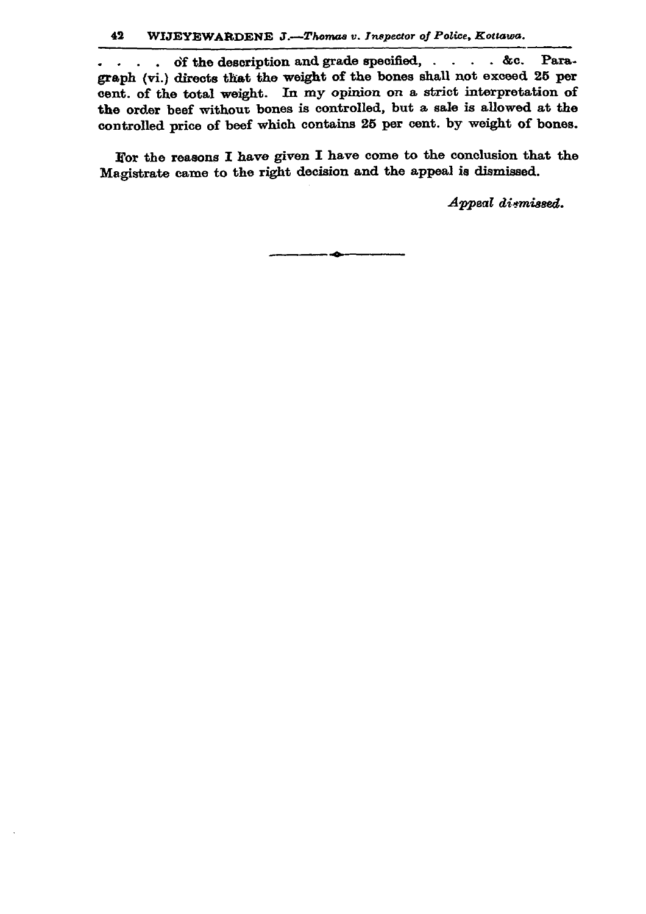. . . . of the description and grade specified, . . . . &c. Paragraph (vi.) directs that the weight of the bones shall not exceed 25 per cent. of the total weight. In my opinion on a strict interpretation of the order beef without bones is controlled, but a sale is allowed at the controlled price of beef which contains 25 per cent. by weight of bones.

For the reasons I have given I have come to the conclusion that the Magistrate came to the right decision and the appeal is dismissed.

*Appeal dismissed.*